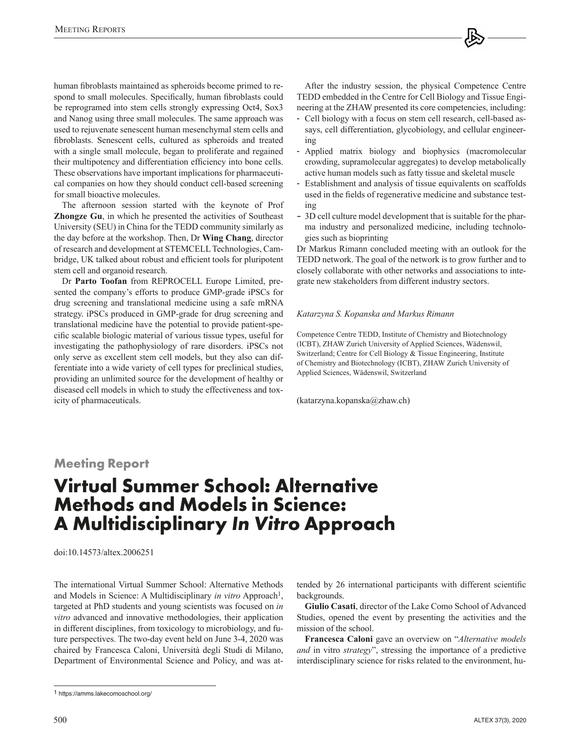human fibroblasts maintained as spheroids become primed to respond to small molecules. Specifically, human fibroblasts could be reprogramed into stem cells strongly expressing Oct4, Sox3 and Nanog using three small molecules. The same approach was used to rejuvenate senescent human mesenchymal stem cells and fibroblasts. Senescent cells, cultured as spheroids and treated with a single small molecule, began to proliferate and regained their multipotency and differentiation efficiency into bone cells. These observations have important implications for pharmaceutical companies on how they should conduct cell-based screening for small bioactive molecules.

The afternoon session started with the keynote of Prof **Zhongze Gu**, in which he presented the activities of Southeast University (SEU) in China for the TEDD community similarly as the day before at the workshop. Then, Dr **Wing Chang**, director of research and development at STEMCELL Technologies, Cambridge, UK talked about robust and efficient tools for pluripotent stem cell and organoid research.

Dr **Parto Toofan** from REPROCELL Europe Limited, presented the company's efforts to produce GMP-grade iPSCs for drug screening and translational medicine using a safe mRNA strategy. iPSCs produced in GMP-grade for drug screening and translational medicine have the potential to provide patient-specific scalable biologic material of various tissue types, useful for investigating the pathophysiology of rare disorders. iPSCs not only serve as excellent stem cell models, but they also can differentiate into a wide variety of cell types for preclinical studies, providing an unlimited source for the development of healthy or diseased cell models in which to study the effectiveness and toxicity of pharmaceuticals.

After the industry session, the physical Competence Centre TEDD embedded in the Centre for Cell Biology and Tissue Engineering at the ZHAW presented its core competencies, including:

- Cell biology with a focus on stem cell research, cell-based assays, cell differentiation, glycobiology, and cellular engineering
- Applied matrix biology and biophysics (macromolecular crowding, supramolecular aggregates) to develop metabolically active human models such as fatty tissue and skeletal muscle
- Establishment and analysis of tissue equivalents on scaffolds used in the fields of regenerative medicine and substance testing
- 3D cell culture model development that is suitable for the pharma industry and personalized medicine, including technologies such as bioprinting

Dr Markus Rimann concluded meeting with an outlook for the TEDD network. The goal of the network is to grow further and to closely collaborate with other networks and associations to integrate new stakeholders from different industry sectors.

*Katarzyna S. Kopanska and Markus Rimann*

Competence Centre TEDD, Institute of Chemistry and Biotechnology (ICBT), ZHAW Zurich University of Applied Sciences, Wädenswil, Switzerland; Centre for Cell Biology & Tissue Engineering, Institute of Chemistry and Biotechnology (ICBT), ZHAW Zurich University of Applied Sciences, Wädenswil, Switzerland

(katarzyna.kopanska@zhaw.ch)

## Meeting Report

# Virtual Summer School: Alternative Methods and Models in Science: A Multidisciplinary *In Vitro* Approach

doi:10.14573/altex.2006251

The international Virtual Summer School: Alternative Methods and Models in Science: A Multidisciplinary *in vitro* Approach[1], targeted at PhD students and young scientists was focused on *in vitro* advanced and innovative methodologies, their application in different disciplines, from toxicology to microbiology, and future perspectives. The two-day event held on June 3-4, 2020 was chaired by Francesca Caloni, Università degli Studi di Milano, Department of Environmental Science and Policy, and was attended by 26 international participants with different scientific backgrounds.

**Giulio Casati**, director of the Lake Como School of Advanced Studies, opened the event by presenting the activities and the mission of the school.

**Francesca Caloni** gave an overview on "*Alternative models and* in vitro *strategy*", stressing the importance of a predictive interdisciplinary science for risks related to the environment, hu-

[1] https://amms.lakecomoschool.org/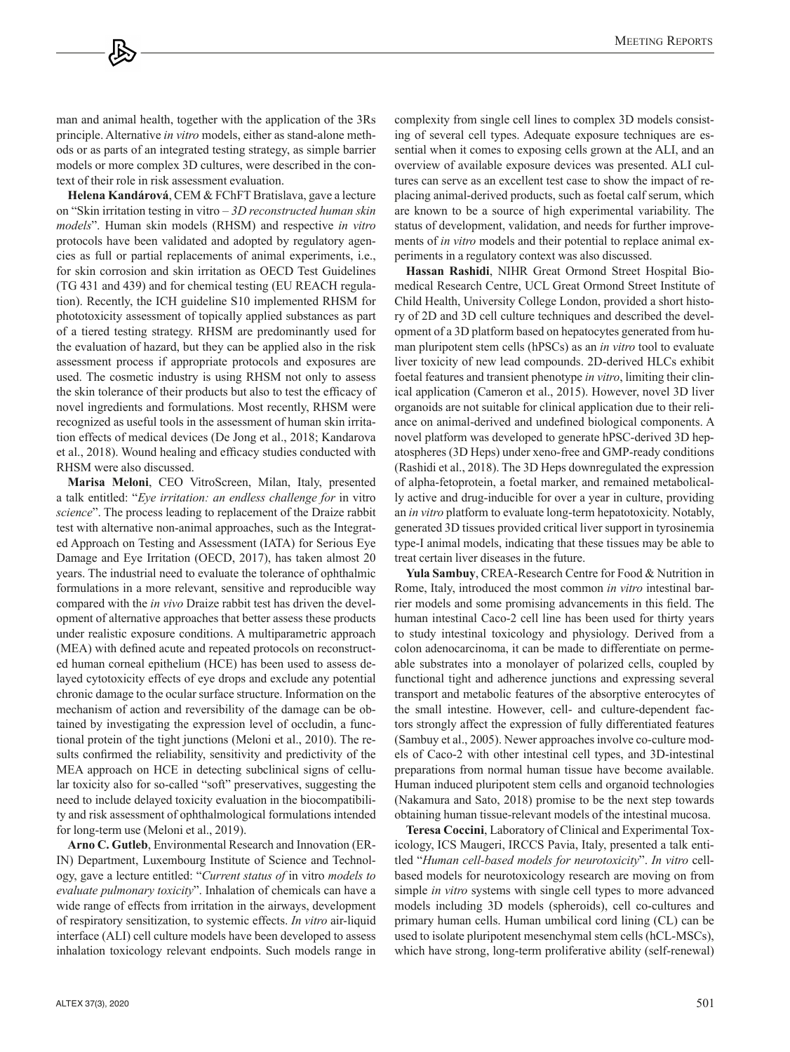man and animal health, together with the application of the 3Rs principle. Alternative *in vitro* models, either as stand-alone methods or as parts of an integrated testing strategy, as simple barrier models or more complex 3D cultures, were described in the context of their role in risk assessment evaluation.

**Helena Kandárová**, CEM & FChFT Bratislava, gave a lecture on "Skin irritation testing in vitro – *3D reconstructed human skin models*". Human skin models (RHSM) and respective *in vitro* protocols have been validated and adopted by regulatory agencies as full or partial replacements of animal experiments, i.e., for skin corrosion and skin irritation as OECD Test Guidelines (TG 431 and 439) and for chemical testing (EU REACH regulation). Recently, the ICH guideline S10 implemented RHSM for phototoxicity assessment of topically applied substances as part of a tiered testing strategy. RHSM are predominantly used for the evaluation of hazard, but they can be applied also in the risk assessment process if appropriate protocols and exposures are used. The cosmetic industry is using RHSM not only to assess the skin tolerance of their products but also to test the efficacy of novel ingredients and formulations. Most recently, RHSM were recognized as useful tools in the assessment of human skin irritation effects of medical devices (De Jong et al., 2018; Kandarova et al., 2018). Wound healing and efficacy studies conducted with RHSM were also discussed.

**Marisa Meloni**, CEO VitroScreen, Milan, Italy, presented a talk entitled: "*Eye irritation: an endless challenge for* in vitro *science*". The process leading to replacement of the Draize rabbit test with alternative non-animal approaches, such as the Integrated Approach on Testing and Assessment (IATA) for Serious Eye Damage and Eye Irritation (OECD, 2017), has taken almost 20 years. The industrial need to evaluate the tolerance of ophthalmic formulations in a more relevant, sensitive and reproducible way compared with the *in vivo* Draize rabbit test has driven the development of alternative approaches that better assess these products under realistic exposure conditions. A multiparametric approach (MEA) with defined acute and repeated protocols on reconstructed human corneal epithelium (HCE) has been used to assess delayed cytotoxicity effects of eye drops and exclude any potential chronic damage to the ocular surface structure. Information on the mechanism of action and reversibility of the damage can be obtained by investigating the expression level of occludin, a functional protein of the tight junctions (Meloni et al., 2010). The results confirmed the reliability, sensitivity and predictivity of the MEA approach on HCE in detecting subclinical signs of cellular toxicity also for so-called "soft" preservatives, suggesting the need to include delayed toxicity evaluation in the biocompatibility and risk assessment of ophthalmological formulations intended for long-term use (Meloni et al., 2019).

**Arno C. Gutleb**, Environmental Research and Innovation (ERIN) Department, Luxembourg Institute of Science and Technology, gave a lecture entitled: "*Current status of* in vitro *models to evaluate pulmonary toxicity*". Inhalation of chemicals can have a wide range of effects from irritation in the airways, development of respiratory sensitization, to systemic effects. *In vitro* air-liquid interface (ALI) cell culture models have been developed to assess inhalation toxicology relevant endpoints. Such models range in complexity from single cell lines to complex 3D models consisting of several cell types. Adequate exposure techniques are essential when it comes to exposing cells grown at the ALI, and an overview of available exposure devices was presented. ALI cultures can serve as an excellent test case to show the impact of replacing animal-derived products, such as foetal calf serum, which are known to be a source of high experimental variability. The status of development, validation, and needs for further improvements of *in vitro* models and their potential to replace animal experiments in a regulatory context was also discussed.

**Hassan Rashidi**, NIHR Great Ormond Street Hospital Biomedical Research Centre, UCL Great Ormond Street Institute of Child Health, University College London, provided a short history of 2D and 3D cell culture techniques and described the development of a 3D platform based on hepatocytes generated from human pluripotent stem cells (hPSCs) as an *in vitro* tool to evaluate liver toxicity of new lead compounds. 2D-derived HLCs exhibit foetal features and transient phenotype *in vitro*, limiting their clinical application (Cameron et al., 2015). However, novel 3D liver organoids are not suitable for clinical application due to their reliance on animal-derived and undefined biological components. A novel platform was developed to generate hPSC-derived 3D hepatospheres (3D Heps) under xeno-free and GMP-ready conditions (Rashidi et al., 2018). The 3D Heps downregulated the expression of alpha-fetoprotein, a foetal marker, and remained metabolically active and drug-inducible for over a year in culture, providing an *in vitro* platform to evaluate long-term hepatotoxicity. Notably, generated 3D tissues provided critical liver support in tyrosinemia type-I animal models, indicating that these tissues may be able to treat certain liver diseases in the future.

**Yula Sambuy**, CREA-Research Centre for Food & Nutrition in Rome, Italy, introduced the most common *in vitro* intestinal barrier models and some promising advancements in this field. The human intestinal Caco-2 cell line has been used for thirty years to study intestinal toxicology and physiology. Derived from a colon adenocarcinoma, it can be made to differentiate on permeable substrates into a monolayer of polarized cells, coupled by functional tight and adherence junctions and expressing several transport and metabolic features of the absorptive enterocytes of the small intestine. However, cell- and culture-dependent factors strongly affect the expression of fully differentiated features (Sambuy et al., 2005). Newer approaches involve co-culture models of Caco-2 with other intestinal cell types, and 3D-intestinal preparations from normal human tissue have become available. Human induced pluripotent stem cells and organoid technologies (Nakamura and Sato, 2018) promise to be the next step towards obtaining human tissue-relevant models of the intestinal mucosa.

**Teresa Coccini**, Laboratory of Clinical and Experimental Toxicology, ICS Maugeri, IRCCS Pavia, Italy, presented a talk entitled "*Human cell-based models for neurotoxicity*". *In vitro* cell-based models for neurotoxicology research are moving on from simple *in vitro* systems with single cell types to more advanced models including 3D models (spheroids), cell co-cultures and primary human cells. Human umbilical cord lining (CL) can be used to isolate pluripotent mesenchymal stem cells (hCL-MSCs), which have strong, long-term proliferative ability (self-renewal)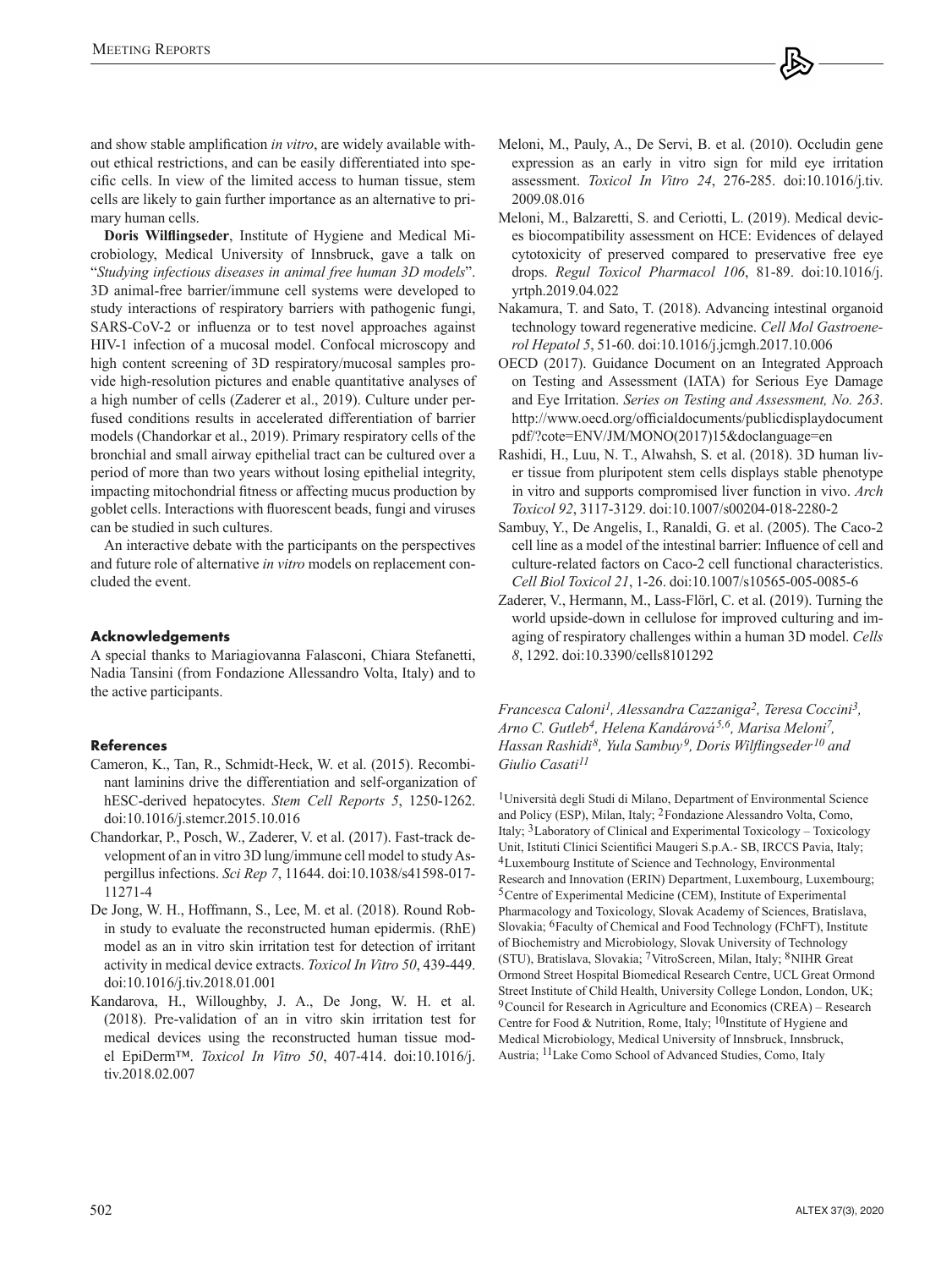and show stable amplification *in vitro*, are widely available without ethical restrictions, and can be easily differentiated into specific cells. In view of the limited access to human tissue, stem cells are likely to gain further importance as an alternative to primary human cells.

**Doris Wilflingseder**, Institute of Hygiene and Medical Microbiology, Medical University of Innsbruck, gave a talk on "*Studying infectious diseases in animal free human 3D models*". 3D animal-free barrier/immune cell systems were developed to study interactions of respiratory barriers with pathogenic fungi, SARS-CoV-2 or influenza or to test novel approaches against HIV-1 infection of a mucosal model. Confocal microscopy and high content screening of 3D respiratory/mucosal samples provide high-resolution pictures and enable quantitative analyses of a high number of cells (Zaderer et al., 2019). Culture under perfused conditions results in accelerated differentiation of barrier models (Chandorkar et al., 2019). Primary respiratory cells of the bronchial and small airway epithelial tract can be cultured over a period of more than two years without losing epithelial integrity, impacting mitochondrial fitness or affecting mucus production by goblet cells. Interactions with fluorescent beads, fungi and viruses can be studied in such cultures.

An interactive debate with the participants on the perspectives and future role of alternative *in vitro* models on replacement concluded the event.

### Acknowledgements

A special thanks to Mariagiovanna Falasconi, Chiara Stefanetti, Nadia Tansini (from Fondazione Allessandro Volta, Italy) and to the active participants.

### References

Cameron, K., Tan, R., Schmidt-Heck, W. et al. (2015). Recombinant laminins drive the differentiation and self-organization of hESC-derived hepatocytes. *Stem Cell Reports 5*, 1250-1262. doi:10.1016/j.stemcr.2015.10.016

Chandorkar, P., Posch, W., Zaderer, V. et al. (2017). Fast-track development of an in vitro 3D lung/immune cell model to study Aspergillus infections. *Sci Rep 7*, 11644. doi:10.1038/s41598-017-11271-4

De Jong, W. H., Hoffmann, S., Lee, M. et al. (2018). Round Robin study to evaluate the reconstructed human epidermis. (RhE) model as an in vitro skin irritation test for detection of irritant activity in medical device extracts. *Toxicol In Vitro 50*, 439-449. doi:10.1016/j.tiv.2018.01.001

Kandarova, H., Willoughby, J. A., De Jong, W. H. et al. (2018). Pre-validation of an in vitro skin irritation test for medical devices using the reconstructed human tissue model EpiDerm™. *Toxicol In Vitro 50*, 407-414. doi:10.1016/j.tiv.2018.02.007

Meloni, M., Pauly, A., De Servi, B. et al. (2010). Occludin gene expression as an early in vitro sign for mild eye irritation assessment. *Toxicol In Vitro 24*, 276-285. doi:10.1016/j.tiv.2009.08.016

Meloni, M., Balzaretti, S. and Ceriotti, L. (2019). Medical devices biocompatibility assessment on HCE: Evidences of delayed cytotoxicity of preserved compared to preservative free eye drops. *Regul Toxicol Pharmacol 106*, 81-89. doi:10.1016/j.yrtph.2019.04.022

Nakamura, T. and Sato, T. (2018). Advancing intestinal organoid technology toward regenerative medicine. *Cell Mol Gastroenerol Hepatol 5*, 51-60. doi:10.1016/j.jcmgh.2017.10.006

OECD (2017). Guidance Document on an Integrated Approach on Testing and Assessment (IATA) for Serious Eye Damage and Eye Irritation. *Series on Testing and Assessment, No. 263*. http://www.oecd.org/officialdocuments/publicdisplaydocumentpdf/?cote=ENV/JM/MONO(2017)15&doclanguage=en

Rashidi, H., Luu, N. T., Alwahsh, S. et al. (2018). 3D human liver tissue from pluripotent stem cells displays stable phenotype in vitro and supports compromised liver function in vivo. *Arch Toxicol 92*, 3117-3129. doi:10.1007/s00204-018-2280-2

Sambuy, Y., De Angelis, I., Ranaldi, G. et al. (2005). The Caco-2 cell line as a model of the intestinal barrier: Influence of cell and culture-related factors on Caco-2 cell functional characteristics. *Cell Biol Toxicol 21*, 1-26. doi:10.1007/s10565-005-0085-6

Zaderer, V., Hermann, M., Lass-Flörl, C. et al. (2019). Turning the world upside-down in cellulose for improved culturing and imaging of respiratory challenges within a human 3D model. *Cells 8*, 1292. doi:10.3390/cells8101292

*Francesca Caloni[1], Alessandra Cazzaniga[2], Teresa Coccini[3], Arno C. Gutleb[4], Helena Kandárová[5,6], Marisa Meloni[7], Hassan Rashidi[8], Yula Sambuy[9], Doris Wilflingseder[10] and Giulio Casati[11]*

[1]Università degli Studi di Milano, Department of Environmental Science and Policy (ESP), Milan, Italy; [2]Fondazione Alessandro Volta, Como, Italy; [3]Laboratory of Clinical and Experimental Toxicology – Toxicology Unit, Istituti Clinici Scientifici Maugeri S.p.A.- SB, IRCCS Pavia, Italy; [4]Luxembourg Institute of Science and Technology, Environmental Research and Innovation (ERIN) Department, Luxembourg, Luxembourg; [5]Centre of Experimental Medicine (CEM), Institute of Experimental Pharmacology and Toxicology, Slovak Academy of Sciences, Bratislava, Slovakia; [6]Faculty of Chemical and Food Technology (FChFT), Institute of Biochemistry and Microbiology, Slovak University of Technology (STU), Bratislava, Slovakia; [7]VitroScreen, Milan, Italy; [8]NIHR Great Ormond Street Hospital Biomedical Research Centre, UCL Great Ormond Street Institute of Child Health, University College London, London, UK; [9]Council for Research in Agriculture and Economics (CREA) – Research Centre for Food & Nutrition, Rome, Italy; [10]Institute of Hygiene and Medical Microbiology, Medical University of Innsbruck, Innsbruck, Austria; [11]Lake Como School of Advanced Studies, Como, Italy